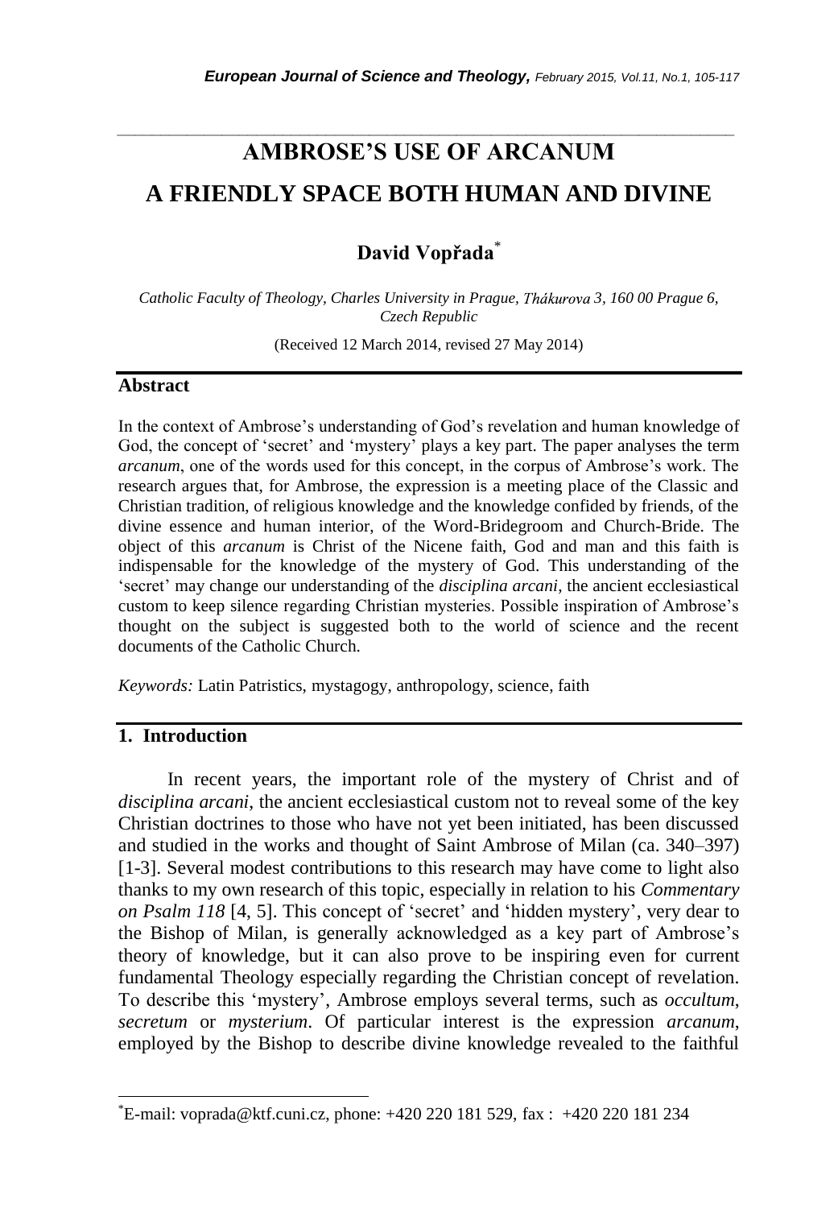# AMBROSE'S USE OF ARCANUM
# A FRIENDLY SPACE BOTH HUMAN AND DIVINE

**David Vopřada**[*]

*Catholic Faculty of Theology, Charles University in Prague, Thákurova 3, 160 00 Prague 6, Czech Republic*

(Received 12 March 2014, revised 27 May 2014)

## Abstract

In the context of Ambrose's understanding of God's revelation and human knowledge of God, the concept of 'secret' and 'mystery' plays a key part. The paper analyses the term *arcanum*, one of the words used for this concept, in the corpus of Ambrose's work. The research argues that, for Ambrose, the expression is a meeting place of the Classic and Christian tradition, of religious knowledge and the knowledge confided by friends, of the divine essence and human interior, of the Word-Bridegroom and Church-Bride. The object of this *arcanum* is Christ of the Nicene faith, God and man and this faith is indispensable for the knowledge of the mystery of God. This understanding of the 'secret' may change our understanding of the *disciplina arcani*, the ancient ecclesiastical custom to keep silence regarding Christian mysteries. Possible inspiration of Ambrose's thought on the subject is suggested both to the world of science and the recent documents of the Catholic Church.

*Keywords:* Latin Patristics, mystagogy, anthropology, science, faith

## 1. Introduction

In recent years, the important role of the mystery of Christ and of *disciplina arcani*, the ancient ecclesiastical custom not to reveal some of the key Christian doctrines to those who have not yet been initiated, has been discussed and studied in the works and thought of Saint Ambrose of Milan (ca. 340–397) [1-3]. Several modest contributions to this research may have come to light also thanks to my own research of this topic, especially in relation to his *Commentary on Psalm 118* [4, 5]. This concept of 'secret' and 'hidden mystery', very dear to the Bishop of Milan, is generally acknowledged as a key part of Ambrose's theory of knowledge, but it can also prove to be inspiring even for current fundamental Theology especially regarding the Christian concept of revelation. To describe this 'mystery', Ambrose employs several terms, such as *occultum*, *secretum* or *mysterium*. Of particular interest is the expression *arcanum*, employed by the Bishop to describe divine knowledge revealed to the faithful

---

[*] E-mail: voprada@ktf.cuni.cz, phone: +420 220 181 529, fax : +420 220 181 234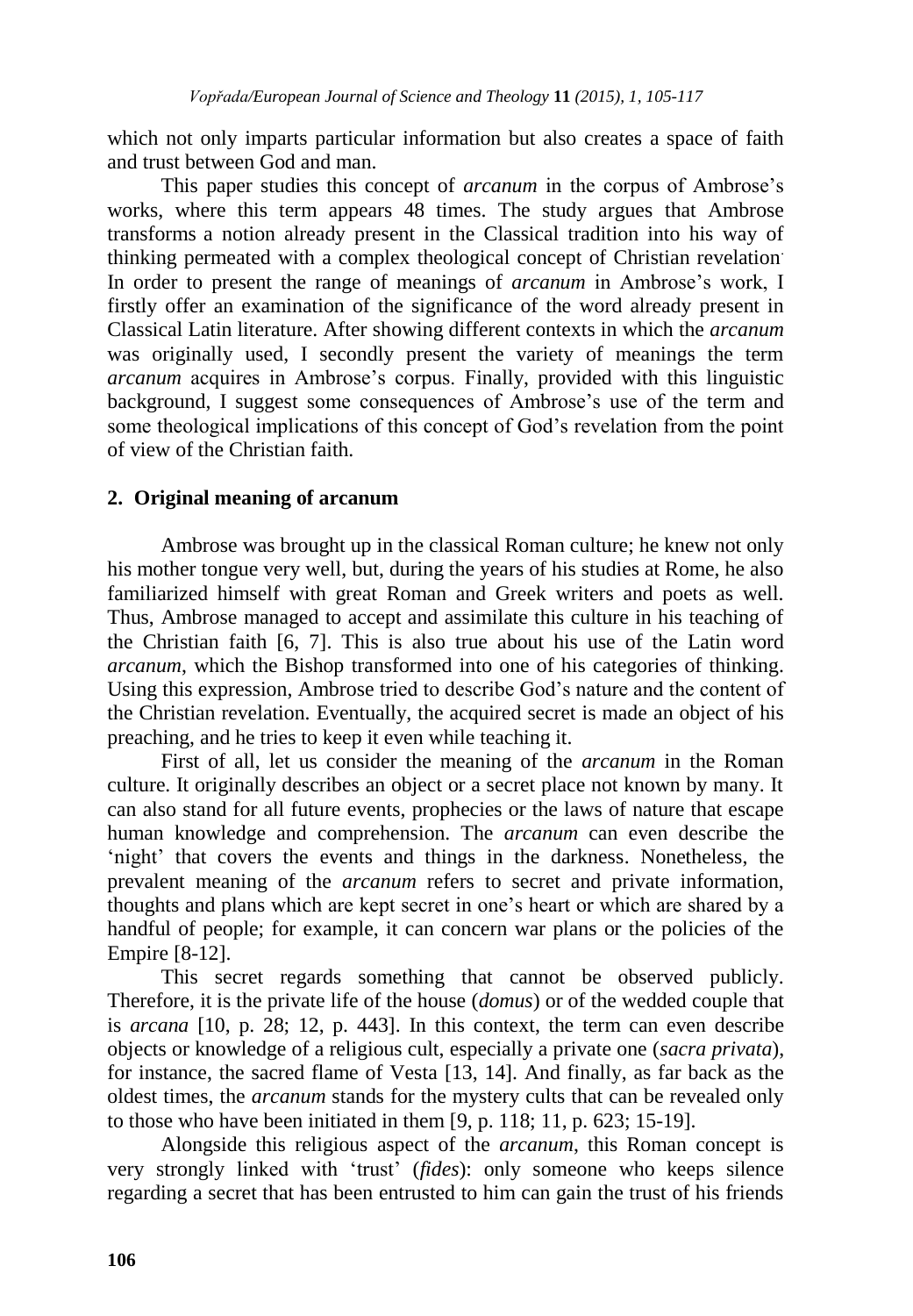which not only imparts particular information but also creates a space of faith and trust between God and man.

This paper studies this concept of *arcanum* in the corpus of Ambrose's works, where this term appears 48 times. The study argues that Ambrose transforms a notion already present in the Classical tradition into his way of thinking permeated with a complex theological concept of Christian revelation. In order to present the range of meanings of *arcanum* in Ambrose's work, I firstly offer an examination of the significance of the word already present in Classical Latin literature. After showing different contexts in which the *arcanum* was originally used, I secondly present the variety of meanings the term *arcanum* acquires in Ambrose's corpus. Finally, provided with this linguistic background, I suggest some consequences of Ambrose's use of the term and some theological implications of this concept of God's revelation from the point of view of the Christian faith.

## 2. Original meaning of arcanum

Ambrose was brought up in the classical Roman culture; he knew not only his mother tongue very well, but, during the years of his studies at Rome, he also familiarized himself with great Roman and Greek writers and poets as well. Thus, Ambrose managed to accept and assimilate this culture in his teaching of the Christian faith [6, 7]. This is also true about his use of the Latin word *arcanum*, which the Bishop transformed into one of his categories of thinking. Using this expression, Ambrose tried to describe God's nature and the content of the Christian revelation. Eventually, the acquired secret is made an object of his preaching, and he tries to keep it even while teaching it.

First of all, let us consider the meaning of the *arcanum* in the Roman culture. It originally describes an object or a secret place not known by many. It can also stand for all future events, prophecies or the laws of nature that escape human knowledge and comprehension. The *arcanum* can even describe the 'night' that covers the events and things in the darkness. Nonetheless, the prevalent meaning of the *arcanum* refers to secret and private information, thoughts and plans which are kept secret in one's heart or which are shared by a handful of people; for example, it can concern war plans or the policies of the Empire [8-12].

This secret regards something that cannot be observed publicly. Therefore, it is the private life of the house (*domus*) or of the wedded couple that is *arcana* [10, p. 28; 12, p. 443]. In this context, the term can even describe objects or knowledge of a religious cult, especially a private one (*sacra privata*), for instance, the sacred flame of Vesta [13, 14]. And finally, as far back as the oldest times, the *arcanum* stands for the mystery cults that can be revealed only to those who have been initiated in them [9, p. 118; 11, p. 623; 15-19].

Alongside this religious aspect of the *arcanum*, this Roman concept is very strongly linked with 'trust' (*fides*): only someone who keeps silence regarding a secret that has been entrusted to him can gain the trust of his friends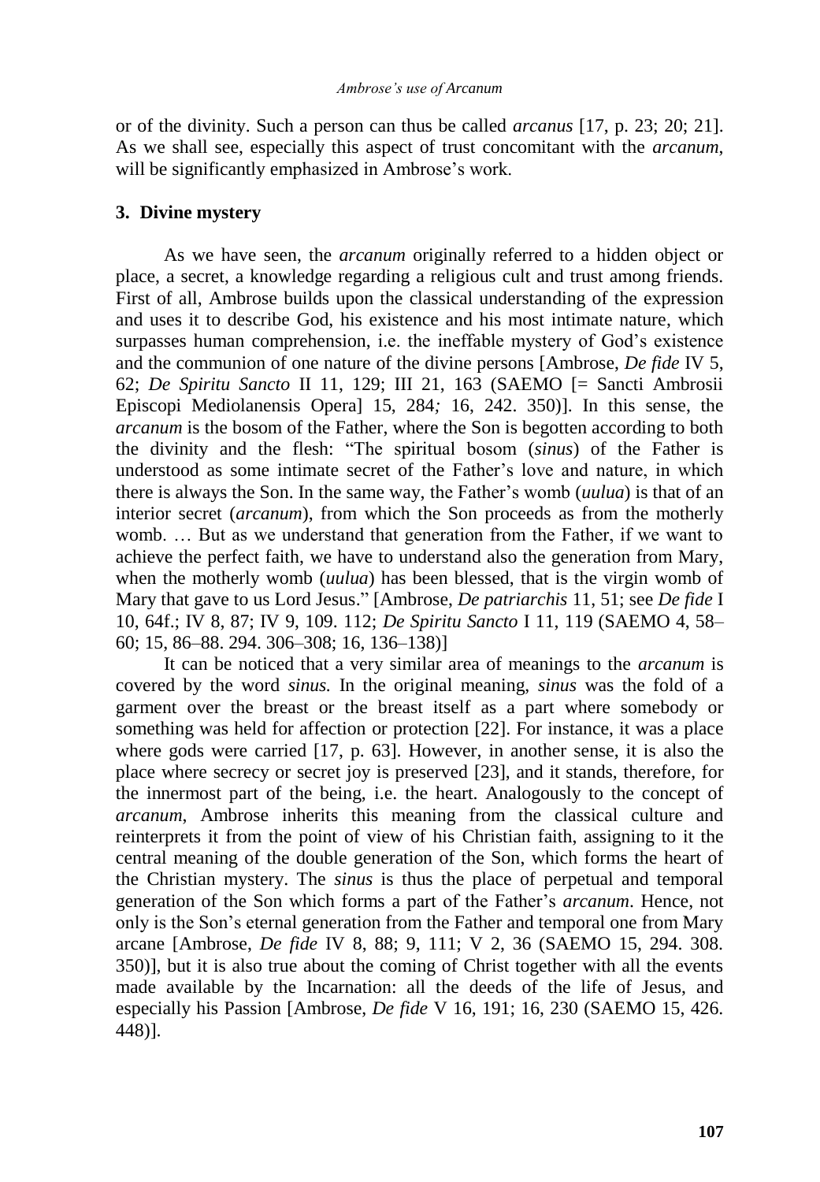or of the divinity. Such a person can thus be called *arcanus* [17, p. 23; 20; 21]. As we shall see, especially this aspect of trust concomitant with the *arcanum*, will be significantly emphasized in Ambrose's work.

## 3. Divine mystery

As we have seen, the *arcanum* originally referred to a hidden object or place, a secret, a knowledge regarding a religious cult and trust among friends. First of all, Ambrose builds upon the classical understanding of the expression and uses it to describe God, his existence and his most intimate nature, which surpasses human comprehension, i.e. the ineffable mystery of God's existence and the communion of one nature of the divine persons [Ambrose, *De fide* IV 5, 62; *De Spiritu Sancto* II 11, 129; III 21, 163 (SAEMO [= Sancti Ambrosii Episcopi Mediolanensis Opera] 15, 284; 16, 242. 350)]. In this sense, the *arcanum* is the bosom of the Father, where the Son is begotten according to both the divinity and the flesh: "The spiritual bosom (*sinus*) of the Father is understood as some intimate secret of the Father's love and nature, in which there is always the Son. In the same way, the Father's womb (*uulua*) is that of an interior secret (*arcanum*), from which the Son proceeds as from the motherly womb. … But as we understand that generation from the Father, if we want to achieve the perfect faith, we have to understand also the generation from Mary, when the motherly womb (*uulua*) has been blessed, that is the virgin womb of Mary that gave to us Lord Jesus." [Ambrose, *De patriarchis* 11, 51; see *De fide* I 10, 64f.; IV 8, 87; IV 9, 109. 112; *De Spiritu Sancto* I 11, 119 (SAEMO 4, 58–60; 15, 86–88. 294. 306–308; 16, 136–138)]

It can be noticed that a very similar area of meanings to the *arcanum* is covered by the word *sinus.* In the original meaning, *sinus* was the fold of a garment over the breast or the breast itself as a part where somebody or something was held for affection or protection [22]. For instance, it was a place where gods were carried [17, p. 63]. However, in another sense, it is also the place where secrecy or secret joy is preserved [23], and it stands, therefore, for the innermost part of the being, i.e. the heart. Analogously to the concept of *arcanum*, Ambrose inherits this meaning from the classical culture and reinterprets it from the point of view of his Christian faith, assigning to it the central meaning of the double generation of the Son, which forms the heart of the Christian mystery. The *sinus* is thus the place of perpetual and temporal generation of the Son which forms a part of the Father's *arcanum*. Hence, not only is the Son's eternal generation from the Father and temporal one from Mary arcane [Ambrose, *De fide* IV 8, 88; 9, 111; V 2, 36 (SAEMO 15, 294. 308. 350)], but it is also true about the coming of Christ together with all the events made available by the Incarnation: all the deeds of the life of Jesus, and especially his Passion [Ambrose, *De fide* V 16, 191; 16, 230 (SAEMO 15, 426. 448)].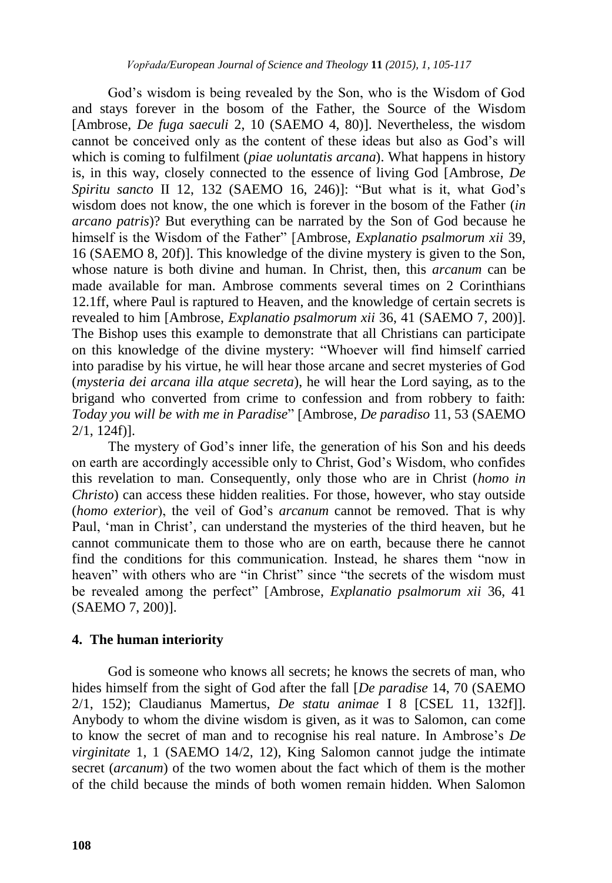God's wisdom is being revealed by the Son, who is the Wisdom of God and stays forever in the bosom of the Father, the Source of the Wisdom [Ambrose, *De fuga saeculi* 2, 10 (SAEMO 4, 80)]. Nevertheless, the wisdom cannot be conceived only as the content of these ideas but also as God's will which is coming to fulfilment (*piae uoluntatis arcana*). What happens in history is, in this way, closely connected to the essence of living God [Ambrose, *De Spiritu sancto* II 12, 132 (SAEMO 16, 246)]: "But what is it, what God's wisdom does not know, the one which is forever in the bosom of the Father (*in arcano patris*)? But everything can be narrated by the Son of God because he himself is the Wisdom of the Father" [Ambrose, *Explanatio psalmorum xii* 39, 16 (SAEMO 8, 20f)]. This knowledge of the divine mystery is given to the Son, whose nature is both divine and human. In Christ, then, this *arcanum* can be made available for man. Ambrose comments several times on 2 Corinthians 12.1ff, where Paul is raptured to Heaven, and the knowledge of certain secrets is revealed to him [Ambrose, *Explanatio psalmorum xii* 36, 41 (SAEMO 7, 200)]. The Bishop uses this example to demonstrate that all Christians can participate on this knowledge of the divine mystery: "Whoever will find himself carried into paradise by his virtue, he will hear those arcane and secret mysteries of God (*mysteria dei arcana illa atque secreta*), he will hear the Lord saying, as to the brigand who converted from crime to confession and from robbery to faith: *Today you will be with me in Paradise*" [Ambrose, *De paradiso* 11, 53 (SAEMO 2/1, 124f)].

The mystery of God's inner life, the generation of his Son and his deeds on earth are accordingly accessible only to Christ, God's Wisdom, who confides this revelation to man. Consequently, only those who are in Christ (*homo in Christo*) can access these hidden realities. For those, however, who stay outside (*homo exterior*), the veil of God's *arcanum* cannot be removed. That is why Paul, 'man in Christ', can understand the mysteries of the third heaven, but he cannot communicate them to those who are on earth, because there he cannot find the conditions for this communication. Instead, he shares them "now in heaven" with others who are "in Christ" since "the secrets of the wisdom must be revealed among the perfect" [Ambrose, *Explanatio psalmorum xii* 36, 41 (SAEMO 7, 200)].

## 4. The human interiority

God is someone who knows all secrets; he knows the secrets of man, who hides himself from the sight of God after the fall [*De paradise* 14, 70 (SAEMO 2/1, 152); Claudianus Mamertus, *De statu animae* I 8 [CSEL 11, 132f]]. Anybody to whom the divine wisdom is given, as it was to Salomon, can come to know the secret of man and to recognise his real nature. In Ambrose's *De virginitate* 1, 1 (SAEMO 14/2, 12), King Salomon cannot judge the intimate secret (*arcanum*) of the two women about the fact which of them is the mother of the child because the minds of both women remain hidden. When Salomon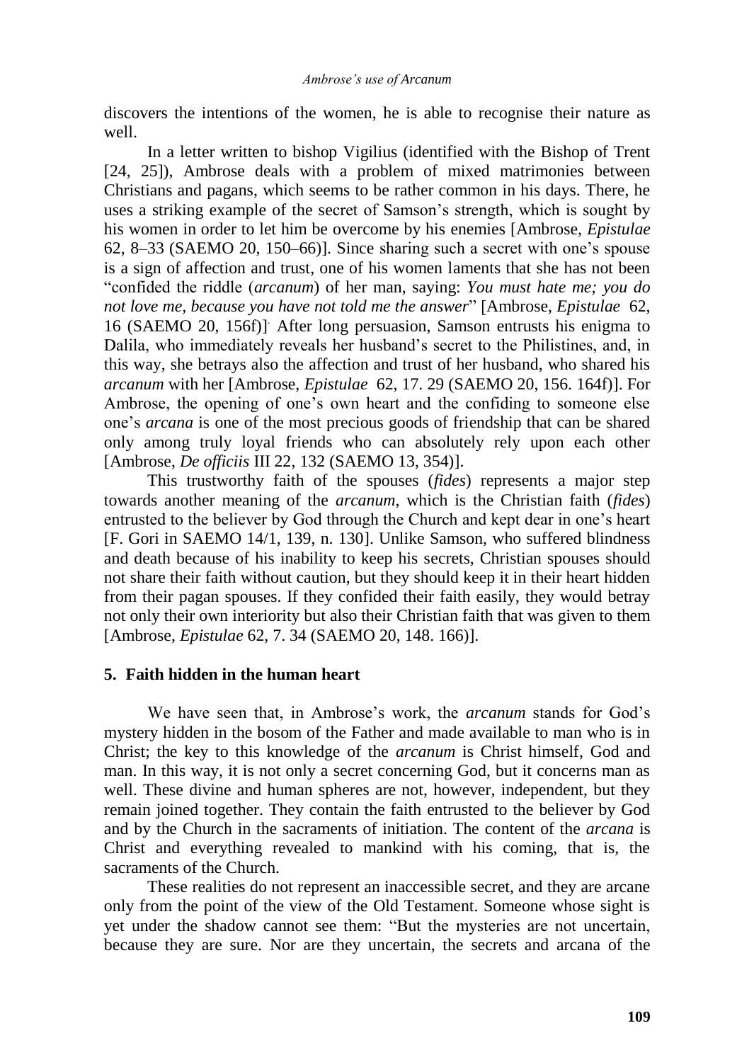discovers the intentions of the women, he is able to recognise their nature as well.

In a letter written to bishop Vigilius (identified with the Bishop of Trent [24, 25]), Ambrose deals with a problem of mixed matrimonies between Christians and pagans, which seems to be rather common in his days. There, he uses a striking example of the secret of Samson's strength, which is sought by his women in order to let him be overcome by his enemies [Ambrose, *Epistulae* 62, 8–33 (SAEMO 20, 150–66)]. Since sharing such a secret with one's spouse is a sign of affection and trust, one of his women laments that she has not been "confided the riddle (*arcanum*) of her man, saying: *You must hate me; you do not love me, because you have not told me the answer*" [Ambrose, *Epistulae* 62, 16 (SAEMO 20, 156f)]. After long persuasion, Samson entrusts his enigma to Dalila, who immediately reveals her husband's secret to the Philistines, and, in this way, she betrays also the affection and trust of her husband, who shared his *arcanum* with her [Ambrose, *Epistulae* 62, 17. 29 (SAEMO 20, 156. 164f)]. For Ambrose, the opening of one's own heart and the confiding to someone else one's *arcana* is one of the most precious goods of friendship that can be shared only among truly loyal friends who can absolutely rely upon each other [Ambrose, *De officiis* III 22, 132 (SAEMO 13, 354)].

This trustworthy faith of the spouses (*fides*) represents a major step towards another meaning of the *arcanum*, which is the Christian faith (*fides*) entrusted to the believer by God through the Church and kept dear in one's heart [F. Gori in SAEMO 14/1, 139, n. 130]. Unlike Samson, who suffered blindness and death because of his inability to keep his secrets, Christian spouses should not share their faith without caution, but they should keep it in their heart hidden from their pagan spouses. If they confided their faith easily, they would betray not only their own interiority but also their Christian faith that was given to them [Ambrose, *Epistulae* 62, 7. 34 (SAEMO 20, 148. 166)].

## 5. Faith hidden in the human heart

We have seen that, in Ambrose's work, the *arcanum* stands for God's mystery hidden in the bosom of the Father and made available to man who is in Christ; the key to this knowledge of the *arcanum* is Christ himself, God and man. In this way, it is not only a secret concerning God, but it concerns man as well. These divine and human spheres are not, however, independent, but they remain joined together. They contain the faith entrusted to the believer by God and by the Church in the sacraments of initiation. The content of the *arcana* is Christ and everything revealed to mankind with his coming, that is, the sacraments of the Church.

These realities do not represent an inaccessible secret, and they are arcane only from the point of the view of the Old Testament. Someone whose sight is yet under the shadow cannot see them: "But the mysteries are not uncertain, because they are sure. Nor are they uncertain, the secrets and arcana of the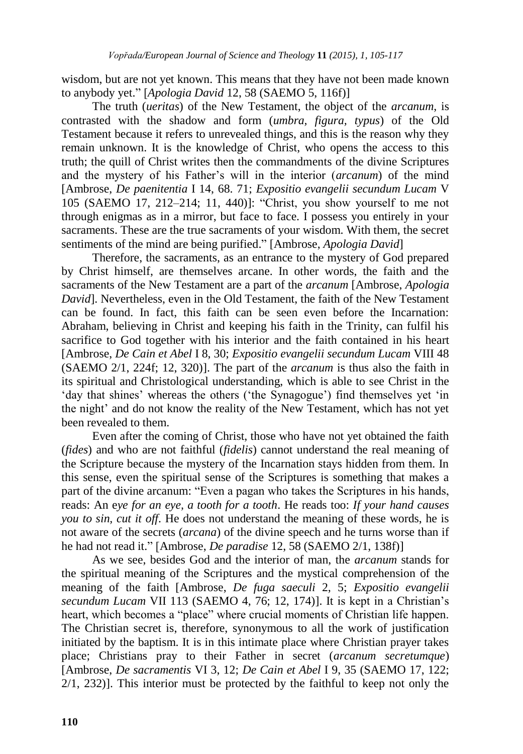wisdom, but are not yet known. This means that they have not been made known to anybody yet." [*Apologia David* 12, 58 (SAEMO 5, 116f)]

The truth (*ueritas*) of the New Testament, the object of the *arcanum*, is contrasted with the shadow and form (*umbra*, *figura*, *typus*) of the Old Testament because it refers to unrevealed things, and this is the reason why they remain unknown. It is the knowledge of Christ, who opens the access to this truth; the quill of Christ writes then the commandments of the divine Scriptures and the mystery of his Father's will in the interior (*arcanum*) of the mind [Ambrose, *De paenitentia* I 14, 68. 71; *Expositio evangelii secundum Lucam* V 105 (SAEMO 17, 212–214; 11, 440)]: "Christ, you show yourself to me not through enigmas as in a mirror, but face to face. I possess you entirely in your sacraments. These are the true sacraments of your wisdom. With them, the secret sentiments of the mind are being purified." [Ambrose, *Apologia David*]

Therefore, the sacraments, as an entrance to the mystery of God prepared by Christ himself, are themselves arcane. In other words, the faith and the sacraments of the New Testament are a part of the *arcanum* [Ambrose, *Apologia David*]. Nevertheless, even in the Old Testament, the faith of the New Testament can be found. In fact, this faith can be seen even before the Incarnation: Abraham, believing in Christ and keeping his faith in the Trinity, can fulfil his sacrifice to God together with his interior and the faith contained in his heart [Ambrose, *De Cain et Abel* I 8, 30; *Expositio evangelii secundum Lucam* VIII 48 (SAEMO 2/1, 224f; 12, 320)]. The part of the *arcanum* is thus also the faith in its spiritual and Christological understanding, which is able to see Christ in the 'day that shines' whereas the others ('the Synagogue') find themselves yet 'in the night' and do not know the reality of the New Testament, which has not yet been revealed to them.

Even after the coming of Christ, those who have not yet obtained the faith (*fides*) and who are not faithful (*fidelis*) cannot understand the real meaning of the Scripture because the mystery of the Incarnation stays hidden from them. In this sense, even the spiritual sense of the Scriptures is something that makes a part of the divine arcanum: "Even a pagan who takes the Scriptures in his hands, reads: An e*ye for an eye, a tooth for a tooth*. He reads too: *If your hand causes you to sin, cut it off*. He does not understand the meaning of these words, he is not aware of the secrets (*arcana*) of the divine speech and he turns worse than if he had not read it." [Ambrose, *De paradise* 12, 58 (SAEMO 2/1, 138f)]

As we see, besides God and the interior of man, the *arcanum* stands for the spiritual meaning of the Scriptures and the mystical comprehension of the meaning of the faith [Ambrose, *De fuga saeculi* 2, 5; *Expositio evangelii secundum Lucam* VII 113 (SAEMO 4, 76; 12, 174)]. It is kept in a Christian's heart, which becomes a "place" where crucial moments of Christian life happen. The Christian secret is, therefore, synonymous to all the work of justification initiated by the baptism. It is in this intimate place where Christian prayer takes place; Christians pray to their Father in secret (*arcanum secretumque*) [Ambrose, *De sacramentis* VI 3, 12; *De Cain et Abel* I 9, 35 (SAEMO 17, 122; 2/1, 232)]. This interior must be protected by the faithful to keep not only the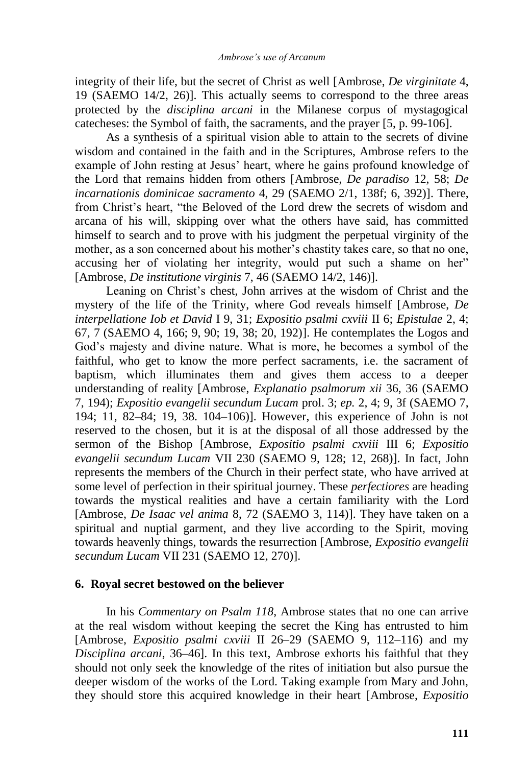integrity of their life, but the secret of Christ as well [Ambrose, *De virginitate* 4, 19 (SAEMO 14/2, 26)]. This actually seems to correspond to the three areas protected by the *disciplina arcani* in the Milanese corpus of mystagogical catecheses: the Symbol of faith, the sacraments, and the prayer [5, p. 99-106].

As a synthesis of a spiritual vision able to attain to the secrets of divine wisdom and contained in the faith and in the Scriptures, Ambrose refers to the example of John resting at Jesus' heart, where he gains profound knowledge of the Lord that remains hidden from others [Ambrose, *De paradiso* 12, 58; *De incarnationis dominicae sacramento* 4, 29 (SAEMO 2/1, 138f; 6, 392)]. There, from Christ's heart, "the Beloved of the Lord drew the secrets of wisdom and arcana of his will, skipping over what the others have said, has committed himself to search and to prove with his judgment the perpetual virginity of the mother, as a son concerned about his mother's chastity takes care, so that no one, accusing her of violating her integrity, would put such a shame on her" [Ambrose, *De institutione virginis* 7, 46 (SAEMO 14/2, 146)].

Leaning on Christ's chest, John arrives at the wisdom of Christ and the mystery of the life of the Trinity, where God reveals himself [Ambrose, *De interpellatione Iob et David* I 9, 31; *Expositio psalmi cxviii* II 6; *Epistulae* 2, 4; 67, 7 (SAEMO 4, 166; 9, 90; 19, 38; 20, 192)]. He contemplates the Logos and God's majesty and divine nature. What is more, he becomes a symbol of the faithful, who get to know the more perfect sacraments, i.e. the sacrament of baptism, which illuminates them and gives them access to a deeper understanding of reality [Ambrose, *Explanatio psalmorum xii* 36, 36 (SAEMO 7, 194); *Expositio evangelii secundum Lucam* prol. 3; *ep.* 2, 4; 9, 3f (SAEMO 7, 194; 11, 82–84; 19, 38. 104–106)]. However, this experience of John is not reserved to the chosen, but it is at the disposal of all those addressed by the sermon of the Bishop [Ambrose, *Expositio psalmi cxviii* III 6; *Expositio evangelii secundum Lucam* VII 230 (SAEMO 9, 128; 12, 268)]. In fact, John represents the members of the Church in their perfect state, who have arrived at some level of perfection in their spiritual journey. These *perfectiores* are heading towards the mystical realities and have a certain familiarity with the Lord [Ambrose, *De Isaac vel anima* 8, 72 (SAEMO 3, 114)]. They have taken on a spiritual and nuptial garment, and they live according to the Spirit, moving towards heavenly things, towards the resurrection [Ambrose, *Expositio evangelii secundum Lucam* VII 231 (SAEMO 12, 270)].

## 6. Royal secret bestowed on the believer

In his *Commentary on Psalm 118*, Ambrose states that no one can arrive at the real wisdom without keeping the secret the King has entrusted to him [Ambrose, *Expositio psalmi cxviii* II 26–29 (SAEMO 9, 112–116) and my *Disciplina arcani*, 36–46]. In this text, Ambrose exhorts his faithful that they should not only seek the knowledge of the rites of initiation but also pursue the deeper wisdom of the works of the Lord. Taking example from Mary and John, they should store this acquired knowledge in their heart [Ambrose, *Expositio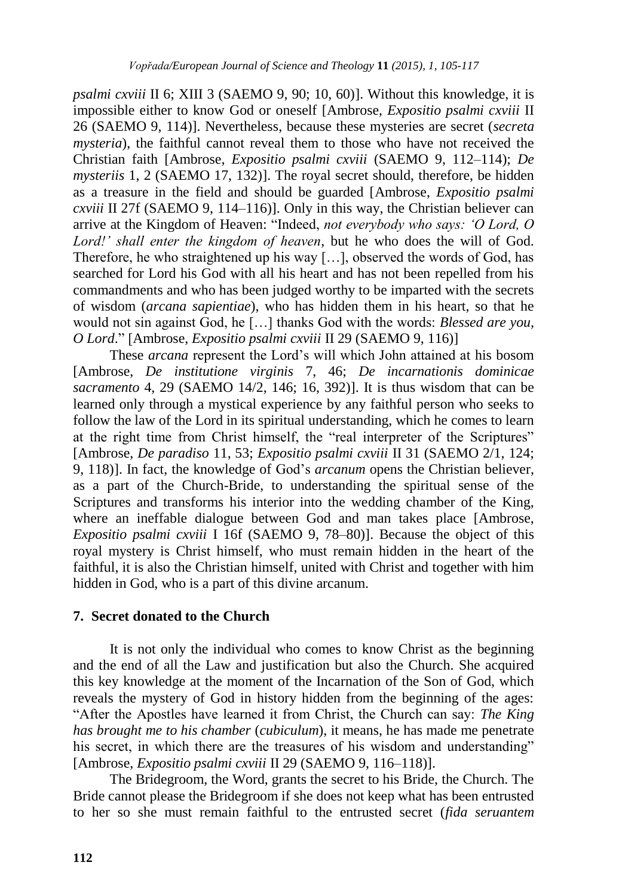*psalmi cxviii* II 6; XIII 3 (SAEMO 9, 90; 10, 60)]. Without this knowledge, it is impossible either to know God or oneself [Ambrose, *Expositio psalmi cxviii* II 26 (SAEMO 9, 114)]. Nevertheless, because these mysteries are secret (*secreta mysteria*), the faithful cannot reveal them to those who have not received the Christian faith [Ambrose, *Expositio psalmi cxviii* (SAEMO 9, 112–114); *De mysteriis* 1, 2 (SAEMO 17, 132)]. The royal secret should, therefore, be hidden as a treasure in the field and should be guarded [Ambrose, *Expositio psalmi cxviii* II 27f (SAEMO 9, 114–116)]. Only in this way, the Christian believer can arrive at the Kingdom of Heaven: "Indeed, *not everybody who says: 'O Lord, O Lord!' shall enter the kingdom of heaven*, but he who does the will of God. Therefore, he who straightened up his way […], observed the words of God, has searched for Lord his God with all his heart and has not been repelled from his commandments and who has been judged worthy to be imparted with the secrets of wisdom (*arcana sapientiae*), who has hidden them in his heart, so that he would not sin against God, he […] thanks God with the words: *Blessed are you, O Lord*." [Ambrose, *Expositio psalmi cxviii* II 29 (SAEMO 9, 116)]

These *arcana* represent the Lord's will which John attained at his bosom [Ambrose, *De institutione virginis* 7, 46; *De incarnationis dominicae sacramento* 4, 29 (SAEMO 14/2, 146; 16, 392)]. It is thus wisdom that can be learned only through a mystical experience by any faithful person who seeks to follow the law of the Lord in its spiritual understanding, which he comes to learn at the right time from Christ himself, the "real interpreter of the Scriptures" [Ambrose, *De paradiso* 11, 53; *Expositio psalmi cxviii* II 31 (SAEMO 2/1, 124; 9, 118)]. In fact, the knowledge of God's *arcanum* opens the Christian believer, as a part of the Church-Bride, to understanding the spiritual sense of the Scriptures and transforms his interior into the wedding chamber of the King, where an ineffable dialogue between God and man takes place [Ambrose, *Expositio psalmi cxviii* I 16f (SAEMO 9, 78–80)]. Because the object of this royal mystery is Christ himself, who must remain hidden in the heart of the faithful, it is also the Christian himself, united with Christ and together with him hidden in God, who is a part of this divine arcanum.

## 7. Secret donated to the Church

It is not only the individual who comes to know Christ as the beginning and the end of all the Law and justification but also the Church. She acquired this key knowledge at the moment of the Incarnation of the Son of God, which reveals the mystery of God in history hidden from the beginning of the ages: "After the Apostles have learned it from Christ, the Church can say: *The King has brought me to his chamber* (*cubiculum*), it means, he has made me penetrate his secret, in which there are the treasures of his wisdom and understanding" [Ambrose, *Expositio psalmi cxviii* II 29 (SAEMO 9, 116–118)].

The Bridegroom, the Word, grants the secret to his Bride, the Church. The Bride cannot please the Bridegroom if she does not keep what has been entrusted to her so she must remain faithful to the entrusted secret (*fida seruantem*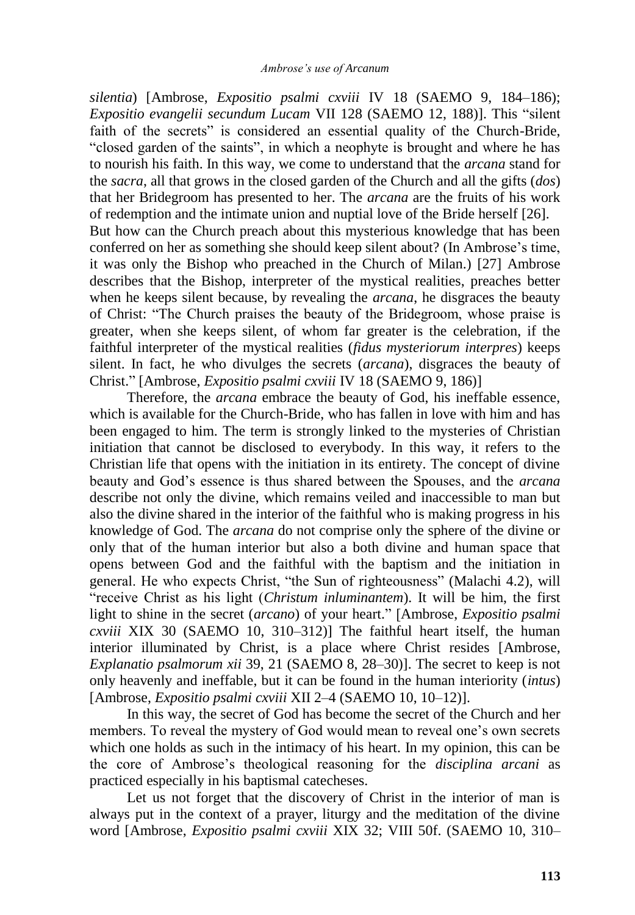*silentia*) [Ambrose, *Expositio psalmi cxviii* IV 18 (SAEMO 9, 184–186); *Expositio evangelii secundum Lucam* VII 128 (SAEMO 12, 188)]. This "silent faith of the secrets" is considered an essential quality of the Church-Bride, "closed garden of the saints", in which a neophyte is brought and where he has to nourish his faith. In this way, we come to understand that the *arcana* stand for the *sacra*, all that grows in the closed garden of the Church and all the gifts (*dos*) that her Bridegroom has presented to her. The *arcana* are the fruits of his work of redemption and the intimate union and nuptial love of the Bride herself [26].

But how can the Church preach about this mysterious knowledge that has been conferred on her as something she should keep silent about? (In Ambrose's time, it was only the Bishop who preached in the Church of Milan.) [27] Ambrose describes that the Bishop, interpreter of the mystical realities, preaches better when he keeps silent because, by revealing the *arcana*, he disgraces the beauty of Christ: "The Church praises the beauty of the Bridegroom, whose praise is greater, when she keeps silent, of whom far greater is the celebration, if the faithful interpreter of the mystical realities (*fidus mysteriorum interpres*) keeps silent. In fact, he who divulges the secrets (*arcana*), disgraces the beauty of Christ." [Ambrose, *Expositio psalmi cxviii* IV 18 (SAEMO 9, 186)]

Therefore, the *arcana* embrace the beauty of God, his ineffable essence, which is available for the Church-Bride, who has fallen in love with him and has been engaged to him. The term is strongly linked to the mysteries of Christian initiation that cannot be disclosed to everybody. In this way, it refers to the Christian life that opens with the initiation in its entirety. The concept of divine beauty and God's essence is thus shared between the Spouses, and the *arcana* describe not only the divine, which remains veiled and inaccessible to man but also the divine shared in the interior of the faithful who is making progress in his knowledge of God. The *arcana* do not comprise only the sphere of the divine or only that of the human interior but also a both divine and human space that opens between God and the faithful with the baptism and the initiation in general. He who expects Christ, "the Sun of righteousness" (Malachi 4.2), will "receive Christ as his light (*Christum inluminantem*). It will be him, the first light to shine in the secret (*arcano*) of your heart." [Ambrose, *Expositio psalmi cxviii* XIX 30 (SAEMO 10, 310–312)] The faithful heart itself, the human interior illuminated by Christ, is a place where Christ resides [Ambrose, *Explanatio psalmorum xii* 39, 21 (SAEMO 8, 28–30)]. The secret to keep is not only heavenly and ineffable, but it can be found in the human interiority (*intus*) [Ambrose, *Expositio psalmi cxviii* XII 2–4 (SAEMO 10, 10–12)].

In this way, the secret of God has become the secret of the Church and her members. To reveal the mystery of God would mean to reveal one's own secrets which one holds as such in the intimacy of his heart. In my opinion, this can be the core of Ambrose's theological reasoning for the *disciplina arcani* as practiced especially in his baptismal catecheses.

Let us not forget that the discovery of Christ in the interior of man is always put in the context of a prayer, liturgy and the meditation of the divine word [Ambrose, *Expositio psalmi cxviii* XIX 32; VIII 50f. (SAEMO 10, 310–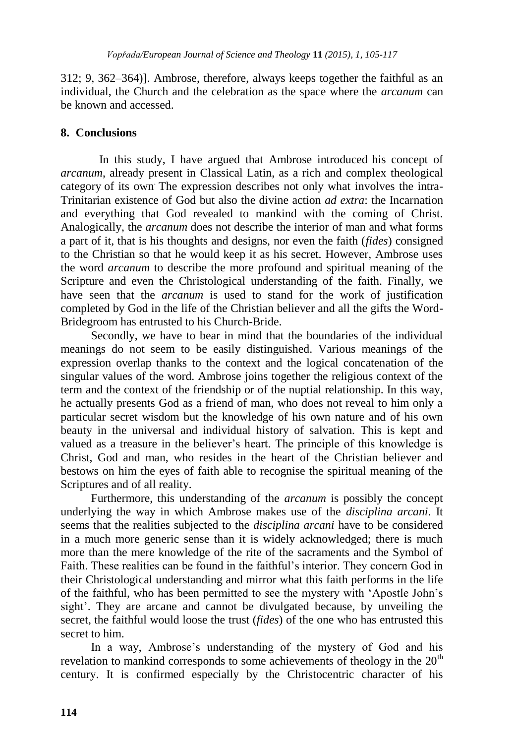312; 9, 362–364)]. Ambrose, therefore, always keeps together the faithful as an individual, the Church and the celebration as the space where the *arcanum* can be known and accessed.

## 8. Conclusions

In this study, I have argued that Ambrose introduced his concept of *arcanum*, already present in Classical Latin, as a rich and complex theological category of its own. The expression describes not only what involves the intra-Trinitarian existence of God but also the divine action *ad extra*: the Incarnation and everything that God revealed to mankind with the coming of Christ. Analogically, the *arcanum* does not describe the interior of man and what forms a part of it, that is his thoughts and designs, nor even the faith (*fides*) consigned to the Christian so that he would keep it as his secret. However, Ambrose uses the word *arcanum* to describe the more profound and spiritual meaning of the Scripture and even the Christological understanding of the faith. Finally, we have seen that the *arcanum* is used to stand for the work of justification completed by God in the life of the Christian believer and all the gifts the Word-Bridegroom has entrusted to his Church-Bride.

Secondly, we have to bear in mind that the boundaries of the individual meanings do not seem to be easily distinguished. Various meanings of the expression overlap thanks to the context and the logical concatenation of the singular values of the word. Ambrose joins together the religious context of the term and the context of the friendship or of the nuptial relationship. In this way, he actually presents God as a friend of man, who does not reveal to him only a particular secret wisdom but the knowledge of his own nature and of his own beauty in the universal and individual history of salvation. This is kept and valued as a treasure in the believer's heart. The principle of this knowledge is Christ, God and man, who resides in the heart of the Christian believer and bestows on him the eyes of faith able to recognise the spiritual meaning of the Scriptures and of all reality.

Furthermore, this understanding of the *arcanum* is possibly the concept underlying the way in which Ambrose makes use of the *disciplina arcani*. It seems that the realities subjected to the *disciplina arcani* have to be considered in a much more generic sense than it is widely acknowledged; there is much more than the mere knowledge of the rite of the sacraments and the Symbol of Faith. These realities can be found in the faithful's interior. They concern God in their Christological understanding and mirror what this faith performs in the life of the faithful, who has been permitted to see the mystery with 'Apostle John's sight'. They are arcane and cannot be divulgated because, by unveiling the secret, the faithful would loose the trust (*fides*) of the one who has entrusted this secret to him.

In a way, Ambrose's understanding of the mystery of God and his revelation to mankind corresponds to some achievements of theology in the 20th century. It is confirmed especially by the Christocentric character of his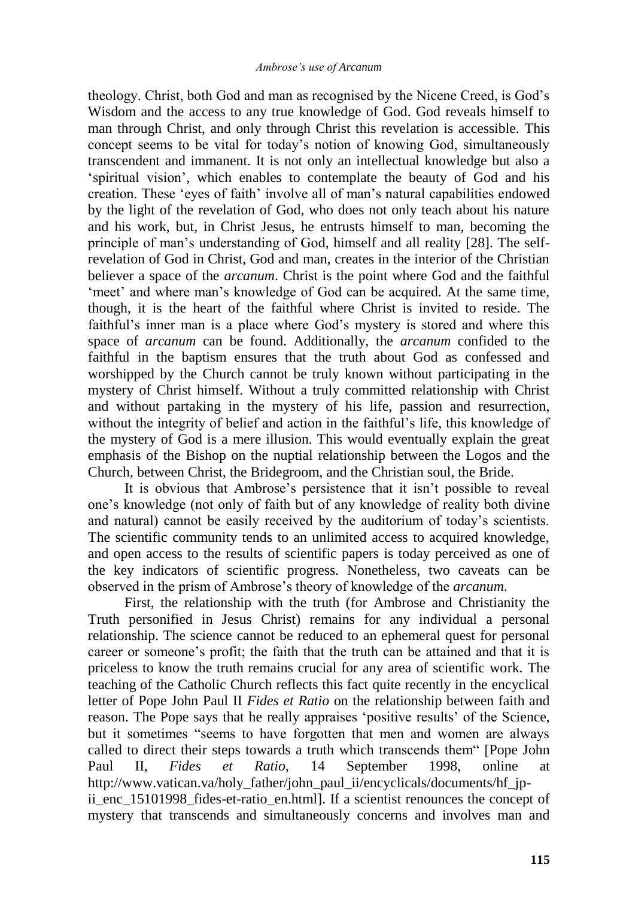theology. Christ, both God and man as recognised by the Nicene Creed, is God's Wisdom and the access to any true knowledge of God. God reveals himself to man through Christ, and only through Christ this revelation is accessible. This concept seems to be vital for today's notion of knowing God, simultaneously transcendent and immanent. It is not only an intellectual knowledge but also a 'spiritual vision', which enables to contemplate the beauty of God and his creation. These 'eyes of faith' involve all of man's natural capabilities endowed by the light of the revelation of God, who does not only teach about his nature and his work, but, in Christ Jesus, he entrusts himself to man, becoming the principle of man's understanding of God, himself and all reality [28]. The self-revelation of God in Christ, God and man, creates in the interior of the Christian believer a space of the *arcanum*. Christ is the point where God and the faithful 'meet' and where man's knowledge of God can be acquired. At the same time, though, it is the heart of the faithful where Christ is invited to reside. The faithful's inner man is a place where God's mystery is stored and where this space of *arcanum* can be found. Additionally, the *arcanum* confided to the faithful in the baptism ensures that the truth about God as confessed and worshipped by the Church cannot be truly known without participating in the mystery of Christ himself. Without a truly committed relationship with Christ and without partaking in the mystery of his life, passion and resurrection, without the integrity of belief and action in the faithful's life, this knowledge of the mystery of God is a mere illusion. This would eventually explain the great emphasis of the Bishop on the nuptial relationship between the Logos and the Church, between Christ, the Bridegroom, and the Christian soul, the Bride.

It is obvious that Ambrose's persistence that it isn't possible to reveal one's knowledge (not only of faith but of any knowledge of reality both divine and natural) cannot be easily received by the auditorium of today's scientists. The scientific community tends to an unlimited access to acquired knowledge, and open access to the results of scientific papers is today perceived as one of the key indicators of scientific progress. Nonetheless, two caveats can be observed in the prism of Ambrose's theory of knowledge of the *arcanum*.

First, the relationship with the truth (for Ambrose and Christianity the Truth personified in Jesus Christ) remains for any individual a personal relationship. The science cannot be reduced to an ephemeral quest for personal career or someone's profit; the faith that the truth can be attained and that it is priceless to know the truth remains crucial for any area of scientific work. The teaching of the Catholic Church reflects this fact quite recently in the encyclical letter of Pope John Paul II *Fides et Ratio* on the relationship between faith and reason. The Pope says that he really appraises 'positive results' of the Science, but it sometimes "seems to have forgotten that men and women are always called to direct their steps towards a truth which transcends them" [Pope John Paul II, *Fides et Ratio*, 14 September 1998, online at http://www.vatican.va/holy_father/john_paul_ii/encyclicals/documents/hf_jp-ii_enc_15101998_fides-et-ratio_en.html]. If a scientist renounces the concept of mystery that transcends and simultaneously concerns and involves man and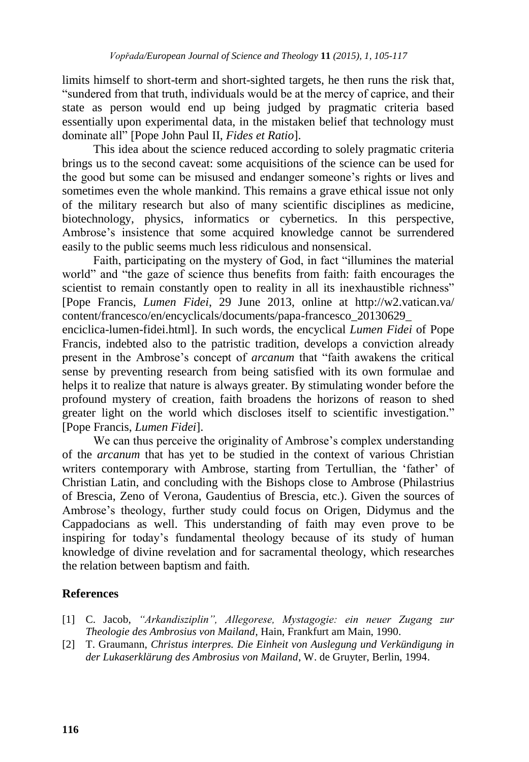limits himself to short-term and short-sighted targets, he then runs the risk that, "sundered from that truth, individuals would be at the mercy of caprice, and their state as person would end up being judged by pragmatic criteria based essentially upon experimental data, in the mistaken belief that technology must dominate all" [Pope John Paul II, *Fides et Ratio*].

This idea about the science reduced according to solely pragmatic criteria brings us to the second caveat: some acquisitions of the science can be used for the good but some can be misused and endanger someone's rights or lives and sometimes even the whole mankind. This remains a grave ethical issue not only of the military research but also of many scientific disciplines as medicine, biotechnology, physics, informatics or cybernetics. In this perspective, Ambrose's insistence that some acquired knowledge cannot be surrendered easily to the public seems much less ridiculous and nonsensical.

Faith, participating on the mystery of God, in fact "illumines the material world" and "the gaze of science thus benefits from faith: faith encourages the scientist to remain constantly open to reality in all its inexhaustible richness" [Pope Francis, *Lumen Fidei*, 29 June 2013, online at http://w2.vatican.va/content/francesco/en/encyclicals/documents/papa-francesco_20130629_enciclica-lumen-fidei.html]. In such words, the encyclical *Lumen Fidei* of Pope Francis, indebted also to the patristic tradition, develops a conviction already present in the Ambrose's concept of *arcanum* that "faith awakens the critical sense by preventing research from being satisfied with its own formulae and helps it to realize that nature is always greater. By stimulating wonder before the profound mystery of creation, faith broadens the horizons of reason to shed greater light on the world which discloses itself to scientific investigation." [Pope Francis, *Lumen Fidei*].

We can thus perceive the originality of Ambrose's complex understanding of the *arcanum* that has yet to be studied in the context of various Christian writers contemporary with Ambrose, starting from Tertullian, the 'father' of Christian Latin, and concluding with the Bishops close to Ambrose (Philastrius of Brescia, Zeno of Verona, Gaudentius of Brescia, etc.). Given the sources of Ambrose's theology, further study could focus on Origen, Didymus and the Cappadocians as well. This understanding of faith may even prove to be inspiring for today's fundamental theology because of its study of human knowledge of divine revelation and for sacramental theology, which researches the relation between baptism and faith.

## References

[1] C. Jacob, *"Arkandisziplin", Allegorese, Mystagogie: ein neuer Zugang zur Theologie des Ambrosius von Mailand*, Hain, Frankfurt am Main, 1990.

[2] T. Graumann, *Christus interpres. Die Einheit von Auslegung und Verkündigung in der Lukaserklärung des Ambrosius von Mailand*, W. de Gruyter, Berlin, 1994.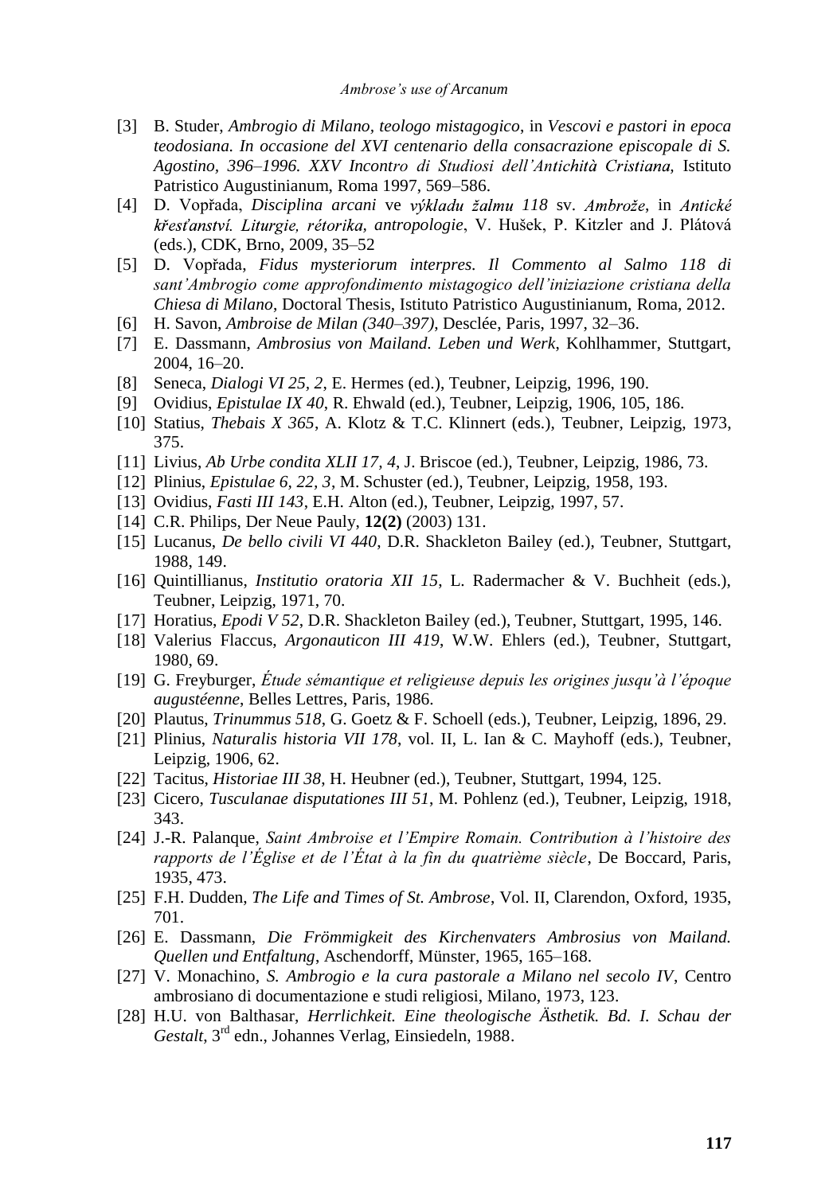[3] B. Studer, *Ambrogio di Milano, teologo mistagogico*, in *Vescovi e pastori in epoca teodosiana. In occasione del XVI centenario della consacrazione episcopale di S. Agostino, 396–1996. XXV Incontro di Studiosi dell'Antichità Cristiana,* Istituto Patristico Augustinianum, Roma 1997, 569–586.

[4] D. Vopřada, *Disciplina arcani* ve *výkladu žalmu 118* sv. *Ambrože*, in *Antické křesťanství. Liturgie, rétorika, antropologie*, V. Hušek, P. Kitzler and J. Plátová (eds.), CDK, Brno, 2009, 35–52

[5] D. Vopřada, *Fidus mysteriorum interpres. Il Commento al Salmo 118 di sant'Ambrogio come approfondimento mistagogico dell'iniziazione cristiana della Chiesa di Milano*, Doctoral Thesis, Istituto Patristico Augustinianum, Roma, 2012.

[6] H. Savon, *Ambroise de Milan (340–397)*, Desclée, Paris, 1997, 32–36.

[7] E. Dassmann, *Ambrosius von Mailand. Leben und Werk*, Kohlhammer, Stuttgart, 2004, 16–20.

[8] Seneca, *Dialogi VI 25, 2*, E. Hermes (ed.), Teubner, Leipzig, 1996, 190.

[9] Ovidius, *Epistulae IX 40*, R. Ehwald (ed.), Teubner, Leipzig, 1906, 105, 186.

[10] Statius, *Thebais X 365*, A. Klotz & T.C. Klinnert (eds.), Teubner, Leipzig, 1973, 375.

[11] Livius, *Ab Urbe condita XLII 17, 4*, J. Briscoe (ed.), Teubner, Leipzig, 1986, 73.

[12] Plinius, *Epistulae 6, 22, 3*, M. Schuster (ed.), Teubner, Leipzig, 1958, 193.

[13] Ovidius, *Fasti III 143*, E.H. Alton (ed.), Teubner, Leipzig, 1997, 57.

[14] C.R. Philips, Der Neue Pauly, **12(2)** (2003) 131.

[15] Lucanus, *De bello civili VI 440*, D.R. Shackleton Bailey (ed.), Teubner, Stuttgart, 1988, 149.

[16] Quintillianus, *Institutio oratoria XII 15*, L. Radermacher & V. Buchheit (eds.), Teubner, Leipzig, 1971, 70.

[17] Horatius, *Epodi V 52*, D.R. Shackleton Bailey (ed.), Teubner, Stuttgart, 1995, 146.

[18] Valerius Flaccus, *Argonauticon III 419*, W.W. Ehlers (ed.), Teubner, Stuttgart, 1980, 69.

[19] G. Freyburger, *Étude sémantique et religieuse depuis les origines jusqu'à l'époque augustéenne*, Belles Lettres, Paris, 1986.

[20] Plautus, *Trinummus 518*, G. Goetz & F. Schoell (eds.), Teubner, Leipzig, 1896, 29.

[21] Plinius, *Naturalis historia VII 178*, vol. II, L. Ian & C. Mayhoff (eds.), Teubner, Leipzig, 1906, 62.

[22] Tacitus, *Historiae III 38*, H. Heubner (ed.), Teubner, Stuttgart, 1994, 125.

[23] Cicero, *Tusculanae disputationes III 51*, M. Pohlenz (ed.), Teubner, Leipzig, 1918, 343.

[24] J.-R. Palanque, *Saint Ambroise et l'Empire Romain. Contribution à l'histoire des rapports de l'Église et de l'État à la fin du quatrième siècle*, De Boccard, Paris, 1935, 473.

[25] F.H. Dudden, *The Life and Times of St. Ambrose*, Vol. II, Clarendon, Oxford, 1935, 701.

[26] E. Dassmann, *Die Frömmigkeit des Kirchenvaters Ambrosius von Mailand. Quellen und Entfaltung*, Aschendorff, Münster, 1965, 165–168.

[27] V. Monachino, *S. Ambrogio e la cura pastorale a Milano nel secolo IV*, Centro ambrosiano di documentazione e studi religiosi, Milano, 1973, 123.

[28] H.U. von Balthasar, *Herrlichkeit. Eine theologische Ästhetik. Bd. I. Schau der Gestalt*, 3rd edn., Johannes Verlag, Einsiedeln, 1988.